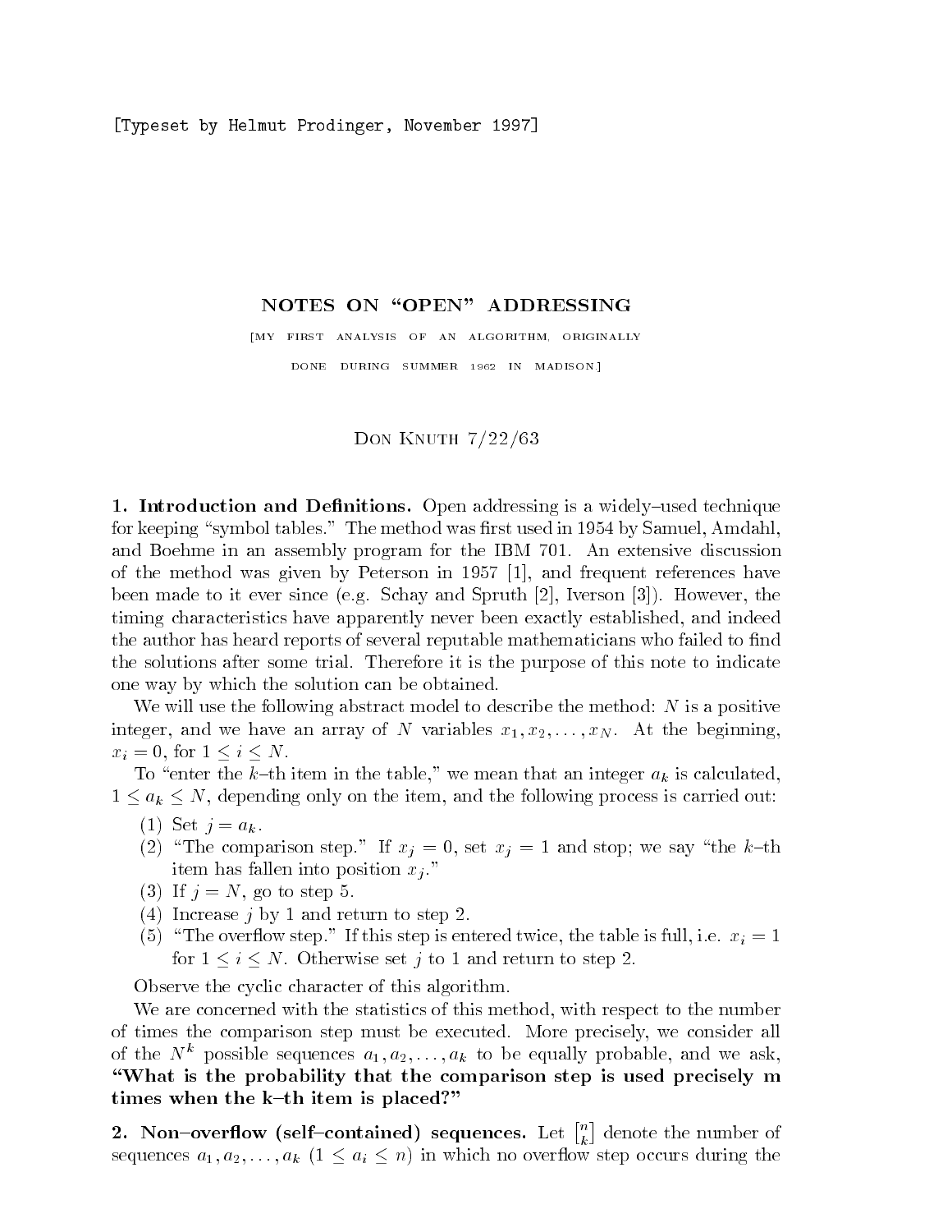[Typeset by Helmut Prodinger, November 1997]

# NOTES ON "OPEN" ADDRESSING

[MY FIRST ANALYSIS OF AN ALGORITHM, ORIGINALLY DONE DURING SUMMER 1962 IN MADISON]

Don Knuth 7/22/63

**1. Introduction and Definitions.** Open addressing is a widely–used technique for keeping "symbol tables." The method was first used in 1954 by Samuel, Amdahl, and Boehme in an assembly program for the IBM 701. An extensive discussion of the method was given by Peterson in 1957 [1], and frequent references have been made to it ever since (e.g. Schay and Spruth [2], Iverson [3]). However, the timing characteristics have apparently never been exactly established, and indeed the author has heard reports of several reputable mathematicians who failed to find the solutions after some trial. Therefore it is the purpose of this note to indicate one way by which the solution can be obtained.

We will use the following abstract model to describe the method: $N$ is a positive integer, and we have an array of $N$ variables $x_1, x_2, \ldots, x_N$. At the beginning, $x_i = 0$, for $1 \le i \le N$.

To "enter the $k$–th item in the table," we mean that an integer $a_k$ is calculated, $1 \le a_k \le N$, depending only on the item, and the following process is carried out:

(1) Set $j = a_k$.
(2) "The comparison step." If $x_j = 0$, set $x_j = 1$ and stop; we say "the $k$–th item has fallen into position $x_j$."
(3) If $j = N$, go to step 5.
(4) Increase $j$ by 1 and return to step 2.
(5) "The overflow step." If this step is entered twice, the table is full, i.e. $x_i = 1$ for $1 \le i \le N$. Otherwise set $j$ to 1 and return to step 2.

Observe the cyclic character of this algorithm.

We are concerned with the statistics of this method, with respect to the number of times the comparison step must be executed. More precisely, we consider all of the $N^k$ possible sequences $a_1, a_2, \ldots, a_k$ to be equally probable, and we ask, **"What is the probability that the comparison step is used precisely m times when the k–th item is placed?"**

**2. Non–overflow (self–contained) sequences.** Let $\left[{n \atop k}\right]$ denote the number of sequences $a_1, a_2, \ldots, a_k$ ($1 \le a_i \le n$) in which no overflow step occurs during the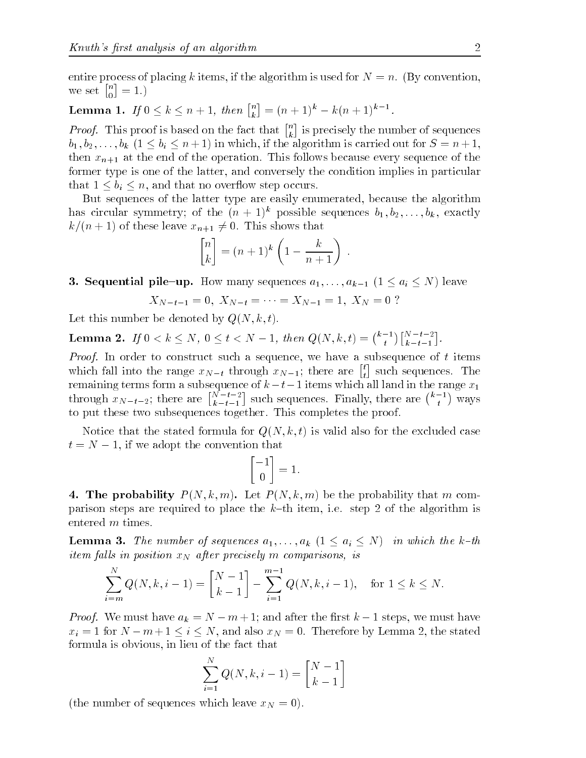entire process of placing $k$ items, if the algorithm is used for $N = n$. (By convention, we set $\begin{bmatrix} n \\ 0 \end{bmatrix} = 1$.)

**Lemma 1.** *If $0 \le k \le n+1$, then $\begin{bmatrix} n \\ k \end{bmatrix} = (n+1)^k - k(n+1)^{k-1}$.*

*Proof.* This proof is based on the fact that $\begin{bmatrix} n \\ k \end{bmatrix}$ is precisely the number of sequences $b_1, b_2, \ldots, b_k$ $(1 \le b_i \le n+1)$ in which, if the algorithm is carried out for $S = n+1$, then $x_{n+1}$ at the end of the operation. This follows because every sequence of the former type is one of the latter, and conversely the condition implies in particular that $1 \le b_i \le n$, and that no overflow step occurs.

But sequences of the latter type are easily enumerated, because the algorithm has circular symmetry; of the $(n+1)^k$ possible sequences $b_1, b_2, \ldots, b_k$, exactly $k/(n+1)$ of these leave $x_{n+1} \ne 0$. This shows that

$$\begin{bmatrix} n \\ k \end{bmatrix} = (n+1)^k \left(1 - \frac{k}{n+1}\right) .$$

**3. Sequential pile–up.** How many sequences $a_1, \ldots, a_{k-1}$ $(1 \le a_i \le N)$ leave

$$X_{N-t-1} = 0,\ X_{N-t} = \cdots = X_{N-1} = 1,\ X_N = 0\ ?$$

Let this number be denoted by $Q(N, k, t)$.

**Lemma 2.** *If $0 < k \le N$, $0 \le t < N-1$, then $Q(N,k,t) = \binom{k-1}{t} \begin{bmatrix} N-t-2 \\ k-t-1 \end{bmatrix}$.*

*Proof.* In order to construct such a sequence, we have a subsequence of $t$ items which fall into the range $x_{N-t}$ through $x_{N-1}$; there are $\begin{bmatrix} t \\ t \end{bmatrix}$ such sequences. The remaining terms form a subsequence of $k-t-1$ items which all land in the range $x_1$ through $x_{N-t-2}$; there are $\begin{bmatrix} N-t-2 \\ k-t-1 \end{bmatrix}$ such sequences. Finally, there are $\binom{k-1}{t}$ ways to put these two subsequences together. This completes the proof.

Notice that the stated formula for $Q(N,k,t)$ is valid also for the excluded case $t = N-1$, if we adopt the convention that

$$\begin{bmatrix} -1 \\ 0 \end{bmatrix} = 1.$$

**4. The probability $P(N,k,m)$.** Let $P(N,k,m)$ be the probability that $m$ comparison steps are required to place the $k$–th item, i.e. step 2 of the algorithm is entered $m$ times.

**Lemma 3.** *The number of sequences $a_1, \ldots, a_k$ $(1 \le a_i \le N)$ in which the $k$–th item falls in position $x_N$ after precisely $m$ comparisons, is*

$$\sum_{i=m}^{N} Q(N,k,i-1) = \begin{bmatrix} N-1 \\ k-1 \end{bmatrix} - \sum_{i=1}^{m-1} Q(N,k,i-1), \quad \text{for } 1 \le k \le N.$$

*Proof.* We must have $a_k = N - m + 1$; and after the first $k-1$ steps, we must have $x_i = 1$ for $N-m+1 \le i \le N$, and also $x_N = 0$. Therefore by Lemma 2, the stated formula is obvious, in lieu of the fact that

$$\sum_{i=1}^{N} Q(N,k,i-1) = \begin{bmatrix} N-1 \\ k-1 \end{bmatrix}$$

(the number of sequences which leave $x_N = 0$).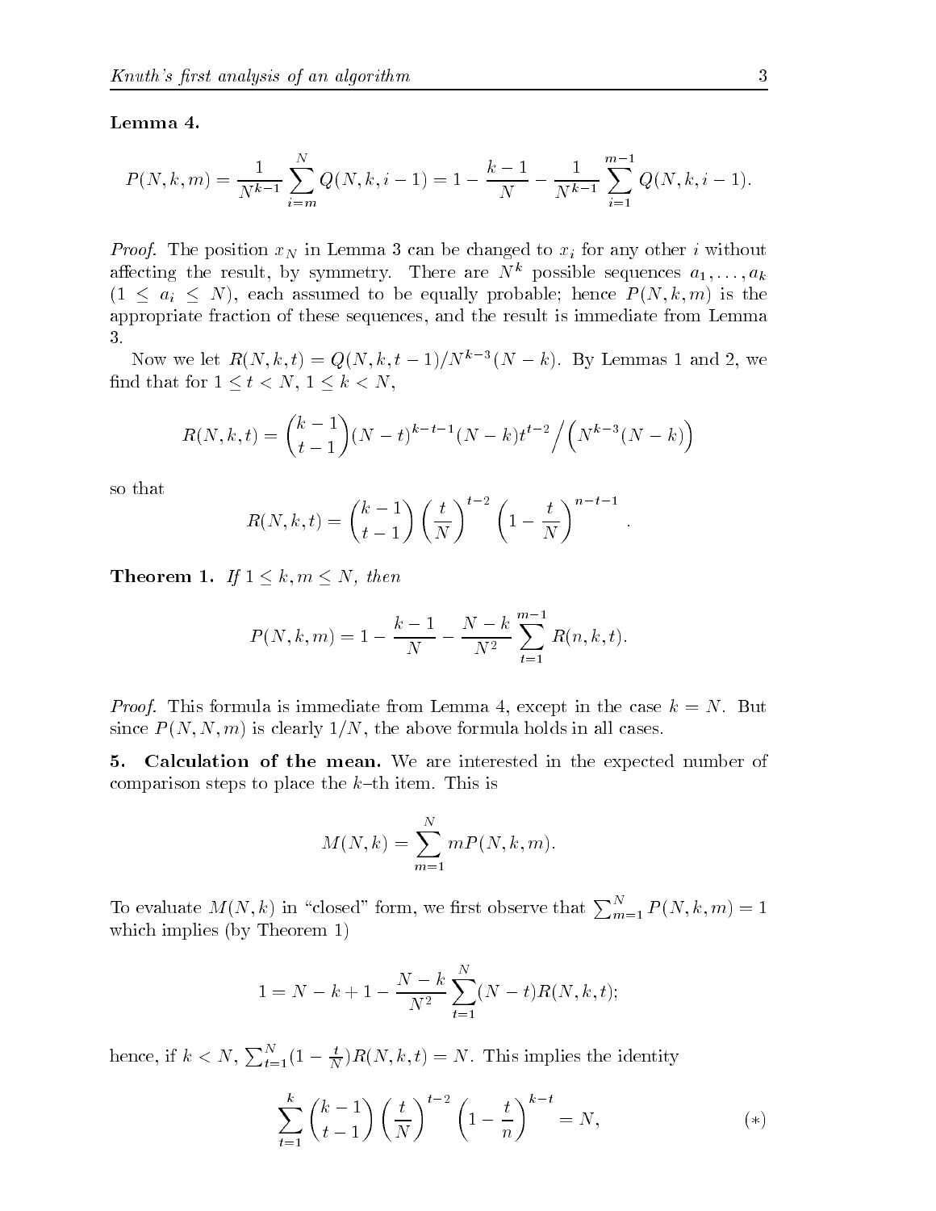**Lemma 4.**

$$P(N,k,m) = \frac{1}{N^{k-1}} \sum_{i=m}^{N} Q(N,k,i-1) = 1 - \frac{k-1}{N} - \frac{1}{N^{k-1}} \sum_{i=1}^{m-1} Q(N,k,i-1).$$

*Proof.* The position $x_N$ in Lemma 3 can be changed to $x_i$ for any other $i$ without affecting the result, by symmetry. There are $N^k$ possible sequences $a_1, \ldots, a_k$ $(1 \le a_i \le N)$, each assumed to be equally probable; hence $P(N,k,m)$ is the appropriate fraction of these sequences, and the result is immediate from Lemma 3.

Now we let $R(N,k,t) = Q(N,k,t-1)/N^{k-3}(N-k)$. By Lemmas 1 and 2, we find that for $1 \le t < N$, $1 \le k < N$,

$$R(N,k,t) = \binom{k-1}{t-1}(N-t)^{k-t-1}(N-k)t^{t-2} \Big/ \Big(N^{k-3}(N-k)\Big)$$

so that

$$R(N,k,t) = \binom{k-1}{t-1}\left(\frac{t}{N}\right)^{t-2}\left(1-\frac{t}{N}\right)^{n-t-1}.$$

**Theorem 1.** *If* $1 \le k, m \le N$, *then*

$$P(N,k,m) = 1 - \frac{k-1}{N} - \frac{N-k}{N^2}\sum_{t=1}^{m-1} R(n,k,t).$$

*Proof.* This formula is immediate from Lemma 4, except in the case $k = N$. But since $P(N,N,m)$ is clearly $1/N$, the above formula holds in all cases.

**5. Calculation of the mean.** We are interested in the expected number of comparison steps to place the $k$–th item. This is

$$M(N,k) = \sum_{m=1}^{N} mP(N,k,m).$$

To evaluate $M(N,k)$ in "closed" form, we first observe that $\sum_{m=1}^{N} P(N,k,m) = 1$ which implies (by Theorem 1)

$$1 = N - k + 1 - \frac{N-k}{N^2}\sum_{t=1}^{N}(N-t)R(N,k,t);$$

hence, if $k < N$, $\sum_{t=1}^{N}(1-\frac{t}{N})R(N,k,t) = N$. This implies the identity

$$\sum_{t=1}^{k}\binom{k-1}{t-1}\left(\frac{t}{N}\right)^{t-2}\left(1-\frac{t}{n}\right)^{k-t} = N, \qquad (*)$$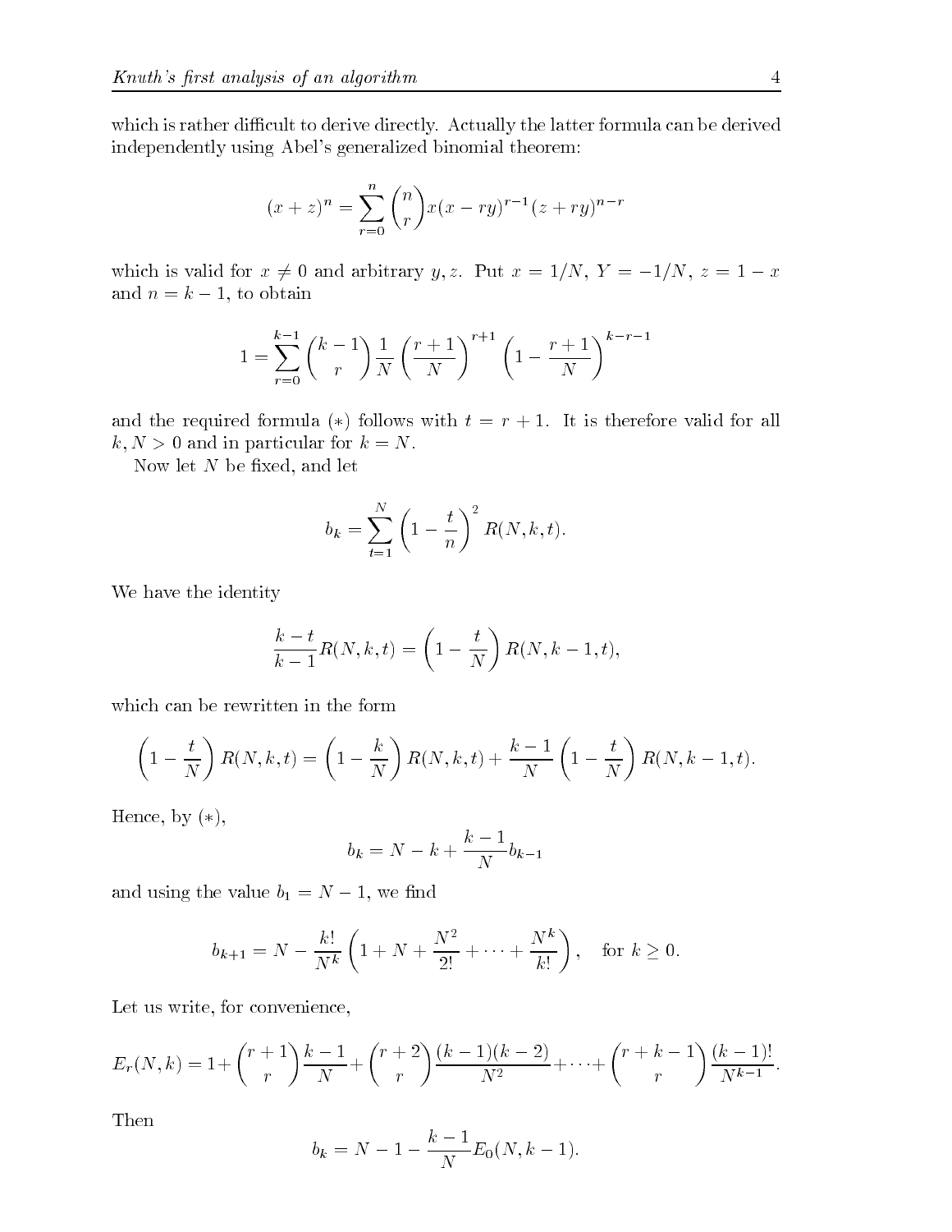which is rather difficult to derive directly. Actually the latter formula can be derived independently using Abel's generalized binomial theorem:

$$(x+z)^n = \sum_{r=0}^{n} \binom{n}{r} x(x-ry)^{r-1}(z+ry)^{n-r}$$

which is valid for $x \neq 0$ and arbitrary $y, z$. Put $x = 1/N$, $Y = -1/N$, $z = 1-x$ and $n = k-1$, to obtain

$$1 = \sum_{r=0}^{k-1} \binom{k-1}{r} \frac{1}{N} \left(\frac{r+1}{N}\right)^{r+1} \left(1 - \frac{r+1}{N}\right)^{k-r-1}$$

and the required formula $(*)$ follows with $t = r+1$. It is therefore valid for all $k, N > 0$ and in particular for $k = N$.

Now let $N$ be fixed, and let

$$b_k = \sum_{t=1}^{N} \left(1 - \frac{t}{n}\right)^2 R(N,k,t).$$

We have the identity

$$\frac{k-t}{k-1} R(N,k,t) = \left(1 - \frac{t}{N}\right) R(N,k-1,t),$$

which can be rewritten in the form

$$\left(1 - \frac{t}{N}\right) R(N,k,t) = \left(1 - \frac{k}{N}\right) R(N,k,t) + \frac{k-1}{N}\left(1 - \frac{t}{N}\right) R(N,k-1,t).$$

Hence, by $(*)$,

$$b_k = N - k + \frac{k-1}{N} b_{k-1}$$

and using the value $b_1 = N-1$, we find

$$b_{k+1} = N - \frac{k!}{N^k}\left(1 + N + \frac{N^2}{2!} + \cdots + \frac{N^k}{k!}\right), \quad \text{for } k \geq 0.$$

Let us write, for convenience,

$$E_r(N,k) = 1 + \binom{r+1}{r}\frac{k-1}{N} + \binom{r+2}{r}\frac{(k-1)(k-2)}{N^2} + \cdots + \binom{r+k-1}{r}\frac{(k-1)!}{N^{k-1}}.$$

Then

$$b_k = N - 1 - \frac{k-1}{N} E_0(N, k-1).$$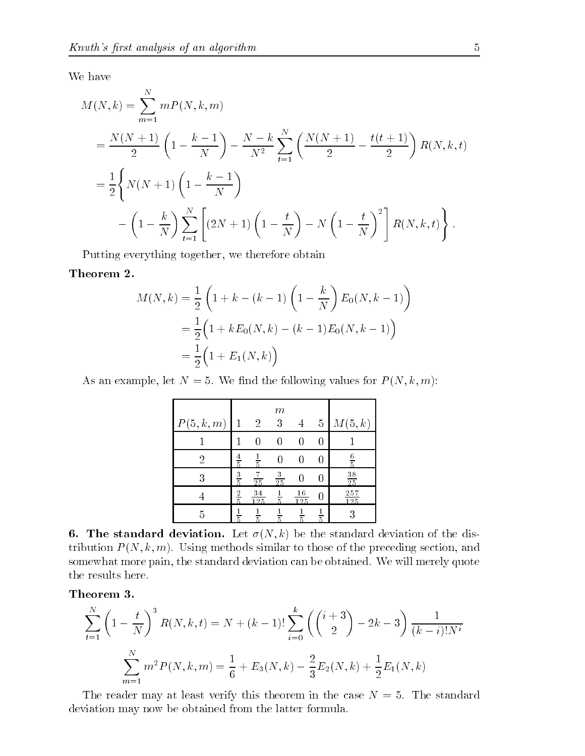We have

$$
\begin{aligned}
M(N,k) &= \sum_{m=1}^{N} m P(N,k,m) \\
&= \frac{N(N+1)}{2}\left(1-\frac{k-1}{N}\right) - \frac{N-k}{N^2}\sum_{t=1}^{N}\left(\frac{N(N+1)}{2} - \frac{t(t+1)}{2}\right) R(N,k,t) \\
&= \frac{1}{2}\Bigg\{ N(N+1)\left(1-\frac{k-1}{N}\right) \\
&\qquad - \left(1-\frac{k}{N}\right)\sum_{t=1}^{N}\left[(2N+1)\left(1-\frac{t}{N}\right) - N\left(1-\frac{t}{N}\right)^2\right] R(N,k,t)\Bigg\}.
\end{aligned}
$$

Putting everything together, we therefore obtain

**Theorem 2.**

$$
\begin{aligned}
M(N,k) &= \frac{1}{2}\left(1 + k - (k-1)\left(1-\frac{k}{N}\right)E_0(N,k-1)\right) \\
&= \frac{1}{2}\Big(1 + kE_0(N,k) - (k-1)E_0(N,k-1)\Big) \\
&= \frac{1}{2}\Big(1 + E_1(N,k)\Big)
\end{aligned}
$$

As an example, let $N = 5$. We find the following values for $P(N,k,m)$:

| $P(5,k,m)$ | $m=1$ | $2$ | $3$ | $4$ | $5$ | $M(5,k)$ |
|---|---|---|---|---|---|---|
| 1 | $1$ | $0$ | $0$ | $0$ | $0$ | $1$ |
| 2 | $\frac{4}{5}$ | $\frac{1}{5}$ | $0$ | $0$ | $0$ | $\frac{6}{5}$ |
| 3 | $\frac{3}{5}$ | $\frac{7}{25}$ | $\frac{3}{25}$ | $0$ | $0$ | $\frac{38}{25}$ |
| 4 | $\frac{2}{5}$ | $\frac{34}{125}$ | $\frac{1}{5}$ | $\frac{16}{125}$ | $0$ | $\frac{257}{125}$ |
| 5 | $\frac{1}{5}$ | $\frac{1}{5}$ | $\frac{1}{5}$ | $\frac{1}{5}$ | $\frac{1}{5}$ | $3$ |

**6. The standard deviation.** Let $\sigma(N,k)$ be the standard deviation of the distribution $P(N,k,m)$. Using methods similar to those of the preceding section, and somewhat more pain, the standard deviation can be obtained. We will merely quote the results here.

**Theorem 3.**

$$
\sum_{t=1}^{N}\left(1-\frac{t}{N}\right)^3 R(N,k,t) = N + (k-1)!\sum_{i=0}^{k}\left(\binom{i+3}{2} - 2k - 3\right)\frac{1}{(k-i)!N^i}
$$

$$
\sum_{m=1}^{N} m^2 P(N,k,m) = \frac{1}{6} + E_3(N,k) - \frac{2}{3}E_2(N,k) + \frac{1}{2}E_1(N,k)
$$

The reader may at least verify this theorem in the case $N = 5$. The standard deviation may now be obtained from the latter formula.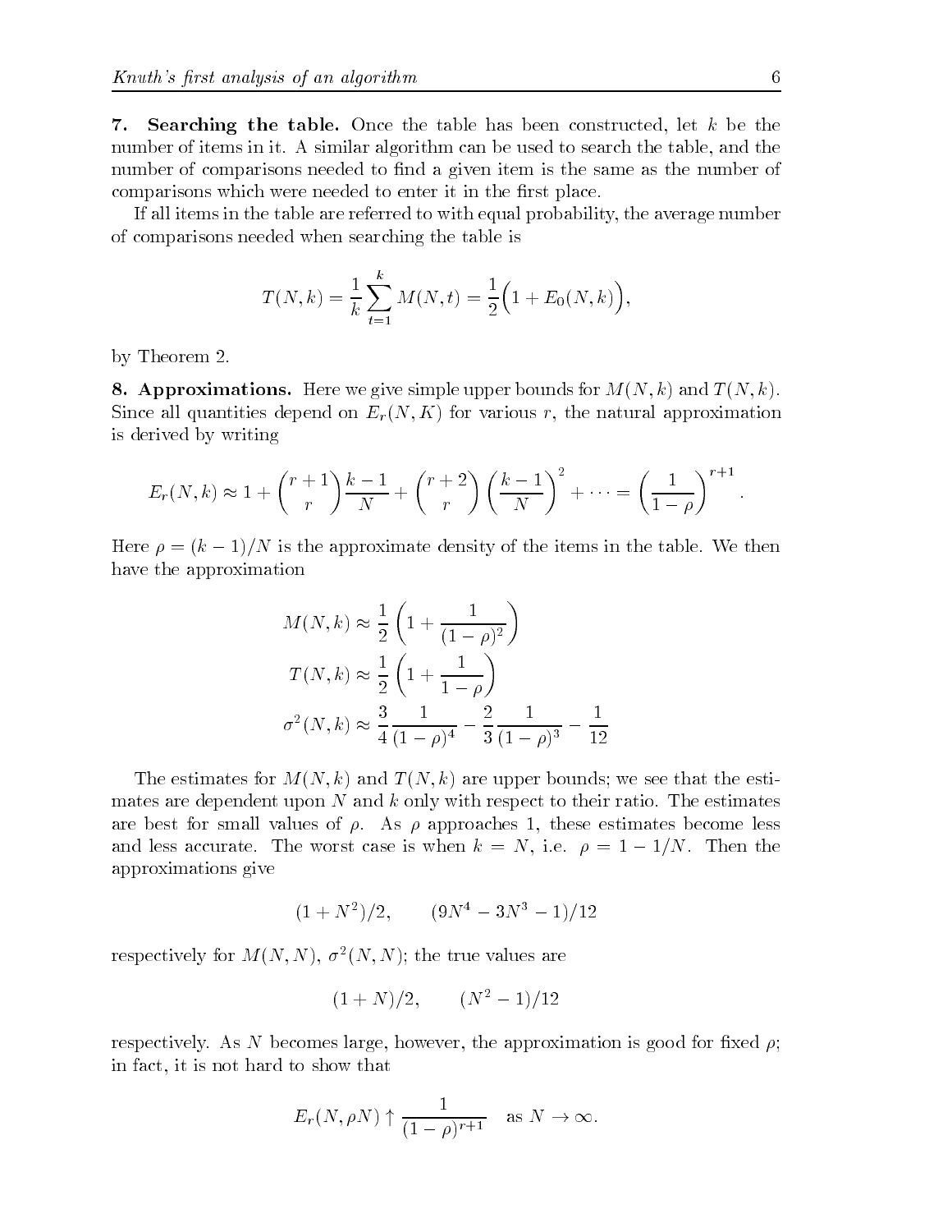**7. Searching the table.** Once the table has been constructed, let $k$ be the number of items in it. A similar algorithm can be used to search the table, and the number of comparisons needed to find a given item is the same as the number of comparisons which were needed to enter it in the first place.

If all items in the table are referred to with equal probability, the average number of comparisons needed when searching the table is

$$T(N,k) = \frac{1}{k}\sum_{t=1}^{k} M(N,t) = \frac{1}{2}\Big(1 + E_0(N,k)\Big),$$

by Theorem 2.

**8. Approximations.** Here we give simple upper bounds for $M(N,k)$ and $T(N,k)$. Since all quantities depend on $E_r(N,K)$ for various $r$, the natural approximation is derived by writing

$$E_r(N,k) \approx 1 + \binom{r+1}{r}\frac{k-1}{N} + \binom{r+2}{r}\left(\frac{k-1}{N}\right)^2 + \cdots = \left(\frac{1}{1-\rho}\right)^{r+1}.$$

Here $\rho = (k-1)/N$ is the approximate density of the items in the table. We then have the approximation

$$\begin{aligned}
M(N,k) &\approx \frac{1}{2}\left(1 + \frac{1}{(1-\rho)^2}\right)\\
T(N,k) &\approx \frac{1}{2}\left(1 + \frac{1}{1-\rho}\right)\\
\sigma^2(N,k) &\approx \frac{3}{4}\frac{1}{(1-\rho)^4} - \frac{2}{3}\frac{1}{(1-\rho)^3} - \frac{1}{12}
\end{aligned}$$

The estimates for $M(N,k)$ and $T(N,k)$ are upper bounds; we see that the estimates are dependent upon $N$ and $k$ only with respect to their ratio. The estimates are best for small values of $\rho$. As $\rho$ approaches 1, these estimates become less and less accurate. The worst case is when $k = N$, i.e. $\rho = 1 - 1/N$. Then the approximations give

$$(1 + N^2)/2, \qquad (9N^4 - 3N^3 - 1)/12$$

respectively for $M(N,N)$, $\sigma^2(N,N)$; the true values are

$$(1+N)/2, \qquad (N^2 - 1)/12$$

respectively. As $N$ becomes large, however, the approximation is good for fixed $\rho$; in fact, it is not hard to show that

$$E_r(N, \rho N) \uparrow \frac{1}{(1-\rho)^{r+1}} \quad \text{as } N \to \infty.$$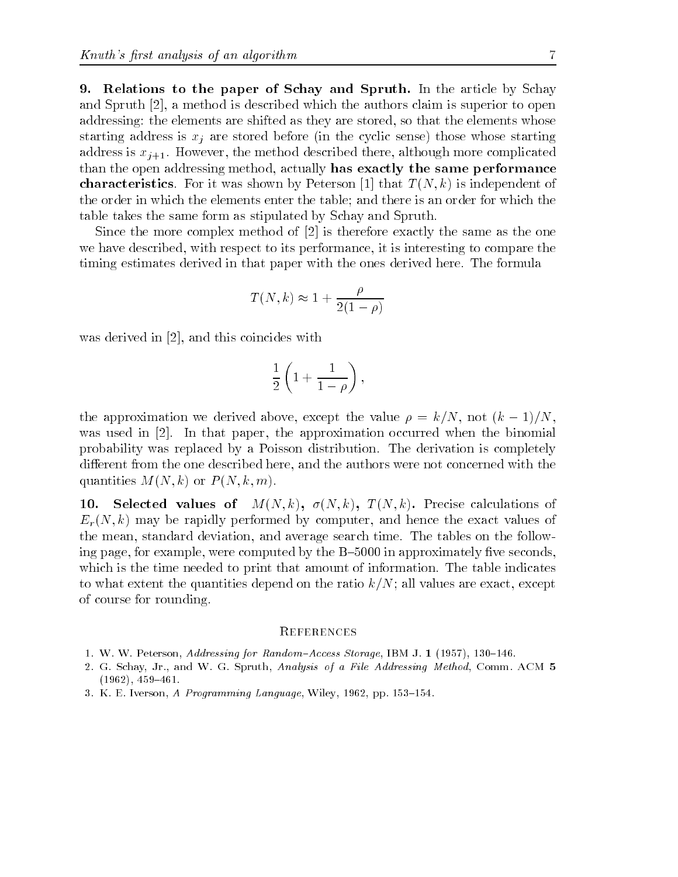**9. Relations to the paper of Schay and Spruth.** In the article by Schay and Spruth [2], a method is described which the authors claim is superior to open addressing: the elements are shifted as they are stored, so that the elements whose starting address is $x_j$ are stored before (in the cyclic sense) those whose starting address is $x_{j+1}$. However, the method described there, although more complicated than the open addressing method, actually **has exactly the same performance characteristics**. For it was shown by Peterson [1] that $T(N,k)$ is independent of the order in which the elements enter the table; and there is an order for which the table takes the same form as stipulated by Schay and Spruth.

Since the more complex method of [2] is therefore exactly the same as the one we have described, with respect to its performance, it is interesting to compare the timing estimates derived in that paper with the ones derived here. The formula

$$T(N,k) \approx 1 + \frac{\rho}{2(1-\rho)}$$

was derived in [2], and this coincides with

$$\frac{1}{2}\left(1 + \frac{1}{1-\rho}\right),$$

the approximation we derived above, except the value $\rho = k/N$, not $(k-1)/N$, was used in [2]. In that paper, the approximation occurred when the binomial probability was replaced by a Poisson distribution. The derivation is completely different from the one described here, and the authors were not concerned with the quantities $M(N,k)$ or $P(N,k,m)$.

**10. Selected values of $M(N,k)$, $\sigma(N,k)$, $T(N,k)$.** Precise calculations of $E_r(N,k)$ may be rapidly performed by computer, and hence the exact values of the mean, standard deviation, and average search time. The tables on the following page, for example, were computed by the B–5000 in approximately five seconds, which is the time needed to print that amount of information. The table indicates to what extent the quantities depend on the ratio $k/N$; all values are exact, except of course for rounding.

## References

1. W. W. Peterson, *Addressing for Random-Access Storage*, IBM J. **1** (1957), 130–146.
2. G. Schay, Jr., and W. G. Spruth, *Analysis of a File Addressing Method*, Comm. ACM **5** (1962), 459–461.
3. K. E. Iverson, *A Programming Language*, Wiley, 1962, pp. 153–154.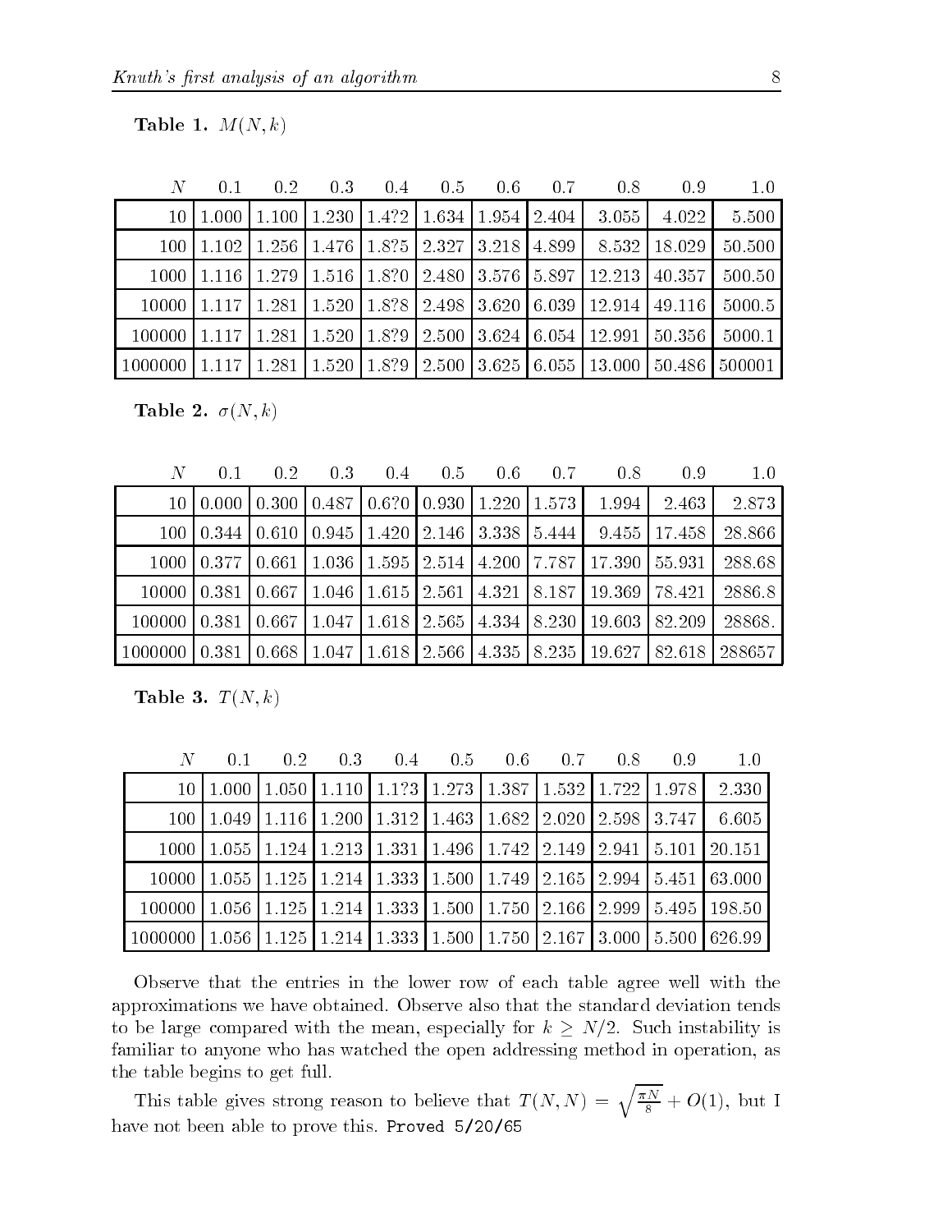**Table 1.** $M(N, k)$

| $N$ | 0.1 | 0.2 | 0.3 | 0.4 | 0.5 | 0.6 | 0.7 | 0.8 | 0.9 | 1.0 |
|---|---|---|---|---|---|---|---|---|---|---|
| 10 | 1.000 | 1.100 | 1.230 | 1.4?2 | 1.634 | 1.954 | 2.404 | 3.055 | 4.022 | 5.500 |
| 100 | 1.102 | 1.256 | 1.476 | 1.8?5 | 2.327 | 3.218 | 4.899 | 8.532 | 18.029 | 50.500 |
| 1000 | 1.116 | 1.279 | 1.516 | 1.8?0 | 2.480 | 3.576 | 5.897 | 12.213 | 40.357 | 500.50 |
| 10000 | 1.117 | 1.281 | 1.520 | 1.8?8 | 2.498 | 3.620 | 6.039 | 12.914 | 49.116 | 5000.5 |
| 100000 | 1.117 | 1.281 | 1.520 | 1.8?9 | 2.500 | 3.624 | 6.054 | 12.991 | 50.356 | 5000.1 |
| 1000000 | 1.117 | 1.281 | 1.520 | 1.8?9 | 2.500 | 3.625 | 6.055 | 13.000 | 50.486 | 500001 |

**Table 2.** $\sigma(N, k)$

| $N$ | 0.1 | 0.2 | 0.3 | 0.4 | 0.5 | 0.6 | 0.7 | 0.8 | 0.9 | 1.0 |
|---|---|---|---|---|---|---|---|---|---|---|
| 10 | 0.000 | 0.300 | 0.487 | 0.6?0 | 0.930 | 1.220 | 1.573 | 1.994 | 2.463 | 2.873 |
| 100 | 0.344 | 0.610 | 0.945 | 1.420 | 2.146 | 3.338 | 5.444 | 9.455 | 17.458 | 28.866 |
| 1000 | 0.377 | 0.661 | 1.036 | 1.595 | 2.514 | 4.200 | 7.787 | 17.390 | 55.931 | 288.68 |
| 10000 | 0.381 | 0.667 | 1.046 | 1.615 | 2.561 | 4.321 | 8.187 | 19.369 | 78.421 | 2886.8 |
| 100000 | 0.381 | 0.667 | 1.047 | 1.618 | 2.565 | 4.334 | 8.230 | 19.603 | 82.209 | 28868. |
| 1000000 | 0.381 | 0.668 | 1.047 | 1.618 | 2.566 | 4.335 | 8.235 | 19.627 | 82.618 | 288657 |

**Table 3.** $T(N, k)$

| $N$ | 0.1 | 0.2 | 0.3 | 0.4 | 0.5 | 0.6 | 0.7 | 0.8 | 0.9 | 1.0 |
|---|---|---|---|---|---|---|---|---|---|---|
| 10 | 1.000 | 1.050 | 1.110 | 1.1?3 | 1.273 | 1.387 | 1.532 | 1.722 | 1.978 | 2.330 |
| 100 | 1.049 | 1.116 | 1.200 | 1.312 | 1.463 | 1.682 | 2.020 | 2.598 | 3.747 | 6.605 |
| 1000 | 1.055 | 1.124 | 1.213 | 1.331 | 1.496 | 1.742 | 2.149 | 2.941 | 5.101 | 20.151 |
| 10000 | 1.055 | 1.125 | 1.214 | 1.333 | 1.500 | 1.749 | 2.165 | 2.994 | 5.451 | 63.000 |
| 100000 | 1.056 | 1.125 | 1.214 | 1.333 | 1.500 | 1.750 | 2.166 | 2.999 | 5.495 | 198.50 |
| 1000000 | 1.056 | 1.125 | 1.214 | 1.333 | 1.500 | 1.750 | 2.167 | 3.000 | 5.500 | 626.99 |

Observe that the entries in the lower row of each table agree well with the approximations we have obtained. Observe also that the standard deviation tends to be large compared with the mean, especially for $k \geq N/2$. Such instability is familiar to anyone who has watched the open addressing method in operation, as the table begins to get full.

This table gives strong reason to believe that $T(N, N) = \sqrt{\frac{\pi N}{8}} + O(1)$, but I have not been able to prove this. `Proved 5/20/65`